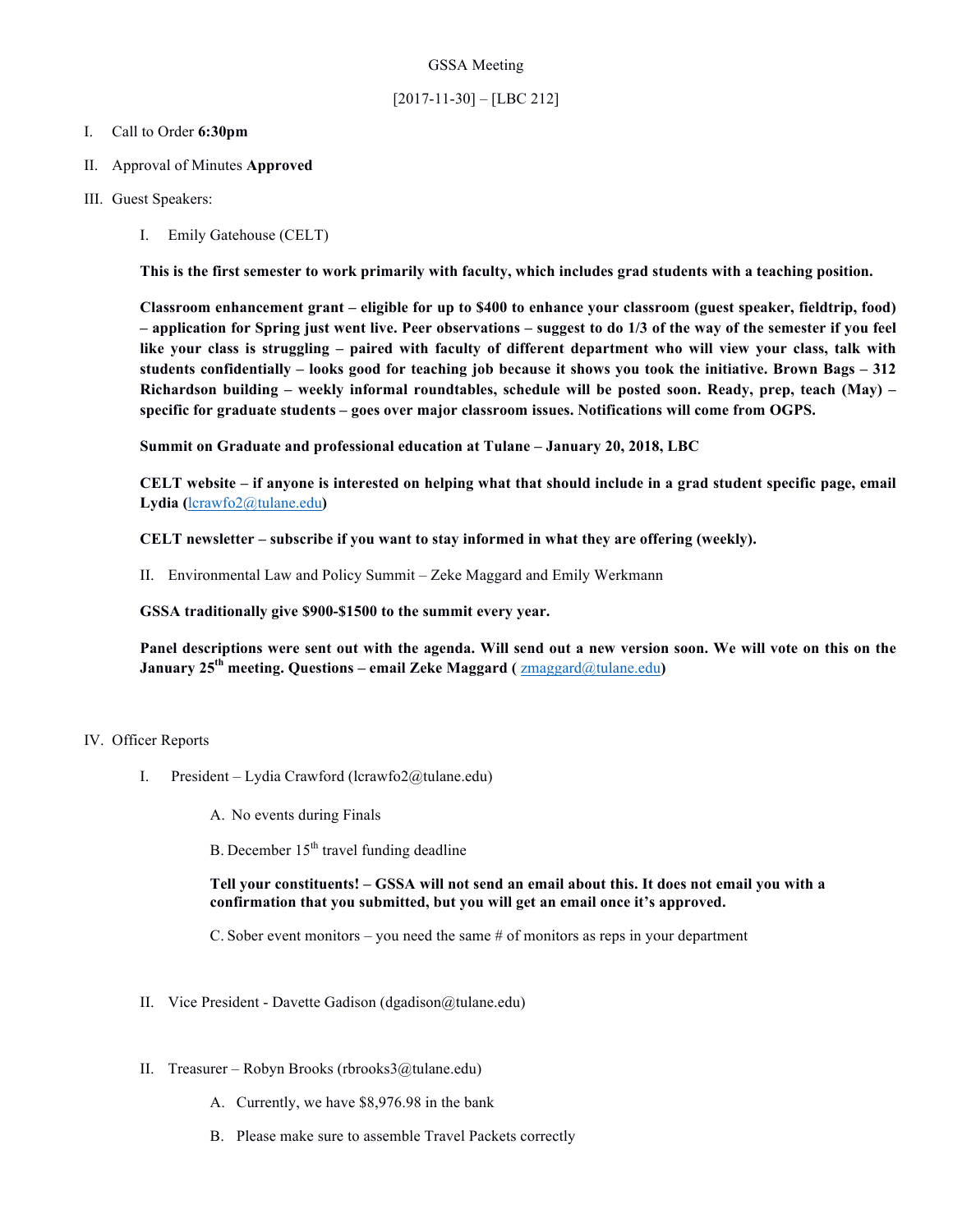GSSA Meeting

[2017-11-30] – [LBC 212]

I. Call to Order **6:30pm**

II. Approval of Minutes **Approved**

III. Guest Speakers:

  I. Emily Gatehouse (CELT)

  **This is the first semester to work primarily with faculty, which includes grad students with a teaching position.**

  **Classroom enhancement grant – eligible for up to $400 to enhance your classroom (guest speaker, fieldtrip, food) – application for Spring just went live. Peer observations – suggest to do 1/3 of the way of the semester if you feel like your class is struggling – paired with faculty of different department who will view your class, talk with students confidentially – looks good for teaching job because it shows you took the initiative. Brown Bags – 312 Richardson building – weekly informal roundtables, schedule will be posted soon. Ready, prep, teach (May) – specific for graduate students – goes over major classroom issues. Notifications will come from OGPS.**

  **Summit on Graduate and professional education at Tulane – January 20, 2018, LBC**

  **CELT website – if anyone is interested on helping what that should include in a grad student specific page, email Lydia (lcrawfo2@tulane.edu)**

  **CELT newsletter – subscribe if you want to stay informed in what they are offering (weekly).**

  II. Environmental Law and Policy Summit – Zeke Maggard and Emily Werkmann

  **GSSA traditionally give $900-$1500 to the summit every year.**

  **Panel descriptions were sent out with the agenda. Will send out a new version soon. We will vote on this on the January 25th meeting. Questions – email Zeke Maggard ( zmaggard@tulane.edu)**

IV. Officer Reports

  I. President – Lydia Crawford (lcrawfo2@tulane.edu)

    A. No events during Finals

    B. December 15th travel funding deadline

    **Tell your constituents! – GSSA will not send an email about this. It does not email you with a confirmation that you submitted, but you will get an email once it's approved.**

    C. Sober event monitors – you need the same # of monitors as reps in your department

  II. Vice President - Davette Gadison (dgadison@tulane.edu)

  II. Treasurer – Robyn Brooks (rbrooks3@tulane.edu)

    A. Currently, we have $8,976.98 in the bank

    B. Please make sure to assemble Travel Packets correctly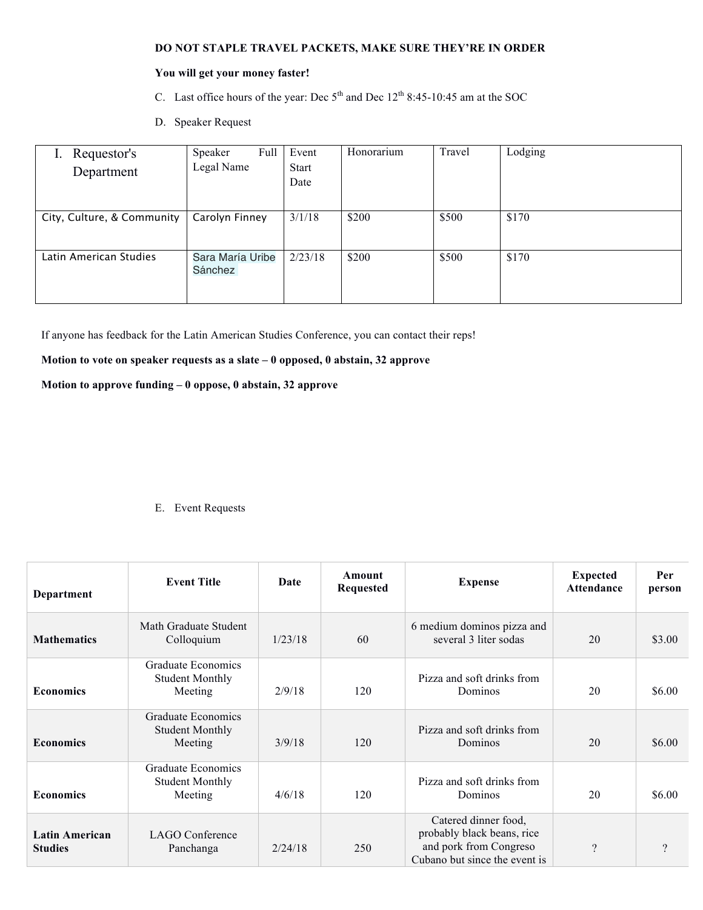**DO NOT STAPLE TRAVEL PACKETS, MAKE SURE THEY'RE IN ORDER**

**You will get your money faster!**

C. Last office hours of the year: Dec 5th and Dec 12th 8:45-10:45 am at the SOC

D. Speaker Request

| I. Requestor's Department | Speaker Full Legal Name | Event Start Date | Honorarium | Travel | Lodging |
|---|---|---|---|---|---|
| City, Culture, & Community | Carolyn Finney | 3/1/18 | $200 | $500 | $170 |
| Latin American Studies | Sara María Uribe Sánchez | 2/23/18 | $200 | $500 | $170 |

If anyone has feedback for the Latin American Studies Conference, you can contact their reps!

**Motion to vote on speaker requests as a slate – 0 opposed, 0 abstain, 32 approve**

**Motion to approve funding – 0 oppose, 0 abstain, 32 approve**

E. Event Requests

| Department | Event Title | Date | Amount Requested | Expense | Expected Attendance | Per person |
|---|---|---|---|---|---|---|
| **Mathematics** | Math Graduate Student Colloquium | 1/23/18 | 60 | 6 medium dominos pizza and several 3 liter sodas | 20 | $3.00 |
| **Economics** | Graduate Economics Student Monthly Meeting | 2/9/18 | 120 | Pizza and soft drinks from Dominos | 20 | $6.00 |
| **Economics** | Graduate Economics Student Monthly Meeting | 3/9/18 | 120 | Pizza and soft drinks from Dominos | 20 | $6.00 |
| **Economics** | Graduate Economics Student Monthly Meeting | 4/6/18 | 120 | Pizza and soft drinks from Dominos | 20 | $6.00 |
| **Latin American Studies** | LAGO Conference Panchanga | 2/24/18 | 250 | Catered dinner food, probably black beans, rice and pork from Congreso Cubano but since the event is | ? | ? |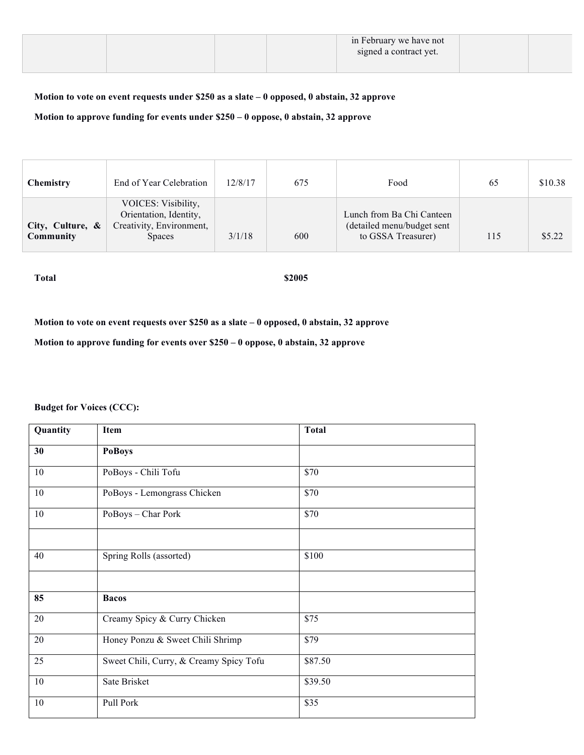|  |  |  |  | in February we have not signed a contract yet. |  |  |
|---|---|---|---|---|---|---|

**Motion to vote on event requests under $250 as a slate – 0 opposed, 0 abstain, 32 approve**

**Motion to approve funding for events under $250 – 0 oppose, 0 abstain, 32 approve**

|  |  |  |  |  |  |  |
|---|---|---|---|---|---|---|
| **Chemistry** | End of Year Celebration | 12/8/17 | 675 | Food | 65 | $10.38 |
| **City, Culture, & Community** | VOICES: Visibility, Orientation, Identity, Creativity, Environment, Spaces | 3/1/18 | 600 | Lunch from Ba Chi Canteen (detailed menu/budget sent to GSSA Treasurer) | 115 | $5.22 |

**Total** **$2005**

**Motion to vote on event requests over $250 as a slate – 0 opposed, 0 abstain, 32 approve**

**Motion to approve funding for events over $250 – 0 oppose, 0 abstain, 32 approve**

**Budget for Voices (CCC):**

| Quantity | Item | Total |
|---|---|---|
| **30** | **PoBoys** |  |
| 10 | PoBoys - Chili Tofu | $70 |
| 10 | PoBoys - Lemongrass Chicken | $70 |
| 10 | PoBoys – Char Pork | $70 |
|  |  |  |
| 40 | Spring Rolls (assorted) | $100 |
|  |  |  |
| **85** | **Bacos** |  |
| 20 | Creamy Spicy & Curry Chicken | $75 |
| 20 | Honey Ponzu & Sweet Chili Shrimp | $79 |
| 25 | Sweet Chili, Curry, & Creamy Spicy Tofu | $87.50 |
| 10 | Sate Brisket | $39.50 |
| 10 | Pull Pork | $35 |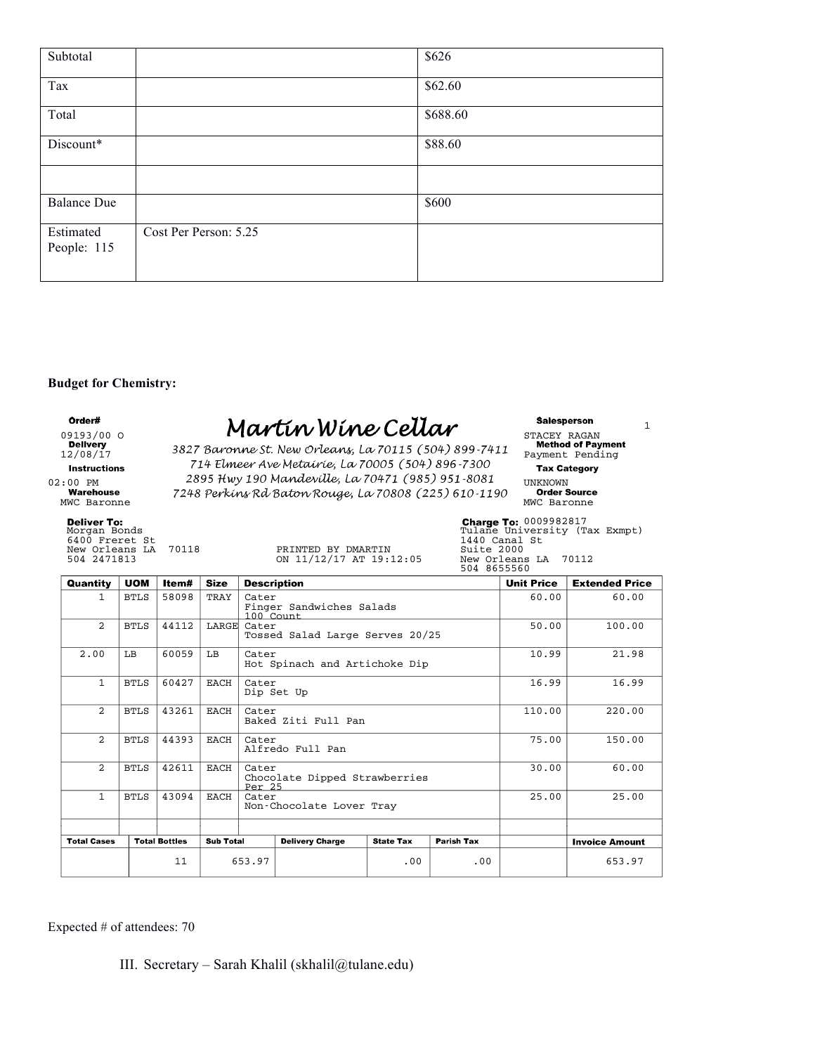| Subtotal | | $626 |
|---|---|---|
| Tax | | $62.60 |
| Total | | $688.60 |
| Discount* | | $88.60 |
| | | |
| Balance Due | | $600 |
| Estimated People: 115 | Cost Per Person: 5.25 | |

**Budget for Chemistry:**

**Order#** 09193/00 O
**Delivery** 12/08/17
**Instructions** 02:00 PM
**Warehouse** MWC Baronne

# Martin Wine Cellar

3827 Baronne St. New Orleans, La 70115 (504) 899-7411
714 Elmeer Ave Metairie, La 70005 (504) 896-7300
2895 Hwy 190 Mandeville, La 70471 (985) 951-8081
7248 Perkins Rd Baton Rouge, La 70808 (225) 610-1190

**Salesperson** STACEY RAGAN
**Method of Payment** Payment Pending
**Tax Category** UNKNOWN
**Order Source** MWC Baronne

1

**Deliver To:**
Morgan Bonds
6400 Freret St
New Orleans LA 70118
504 2471813

PRINTED BY DMARTIN
ON 11/12/17 AT 19:12:05

**Charge To:** 0009982817
Tulane University (Tax Exmpt)
1440 Canal St
Suite 2000
New Orleans LA 70112
504 8655560

| Quantity | UOM | Item# | Size | Description | Unit Price | Extended Price |
|---|---|---|---|---|---|---|
| 1 | BTLS | 58098 | TRAY | Cater Finger Sandwiches Salads 100 Count | 60.00 | 60.00 |
| 2 | BTLS | 44112 | LARGE | Cater Tossed Salad Large Serves 20/25 | 50.00 | 100.00 |
| 2.00 | LB | 60059 | LB | Cater Hot Spinach and Artichoke Dip | 10.99 | 21.98 |
| 1 | BTLS | 60427 | EACH | Cater Dip Set Up | 16.99 | 16.99 |
| 2 | BTLS | 43261 | EACH | Cater Baked Ziti Full Pan | 110.00 | 220.00 |
| 2 | BTLS | 44393 | EACH | Cater Alfredo Full Pan | 75.00 | 150.00 |
| 2 | BTLS | 42611 | EACH | Cater Chocolate Dipped Strawberries Per 25 | 30.00 | 60.00 |
| 1 | BTLS | 43094 | EACH | Cater Non-Chocolate Lover Tray | 25.00 | 25.00 |

| Total Cases | Total Bottles | Sub Total | Delivery Charge | State Tax | Parish Tax | | Invoice Amount |
|---|---|---|---|---|---|---|---|
| | 11 | 653.97 | | .00 | .00 | | 653.97 |

Expected # of attendees: 70

III. Secretary – Sarah Khalil (skhalil@tulane.edu)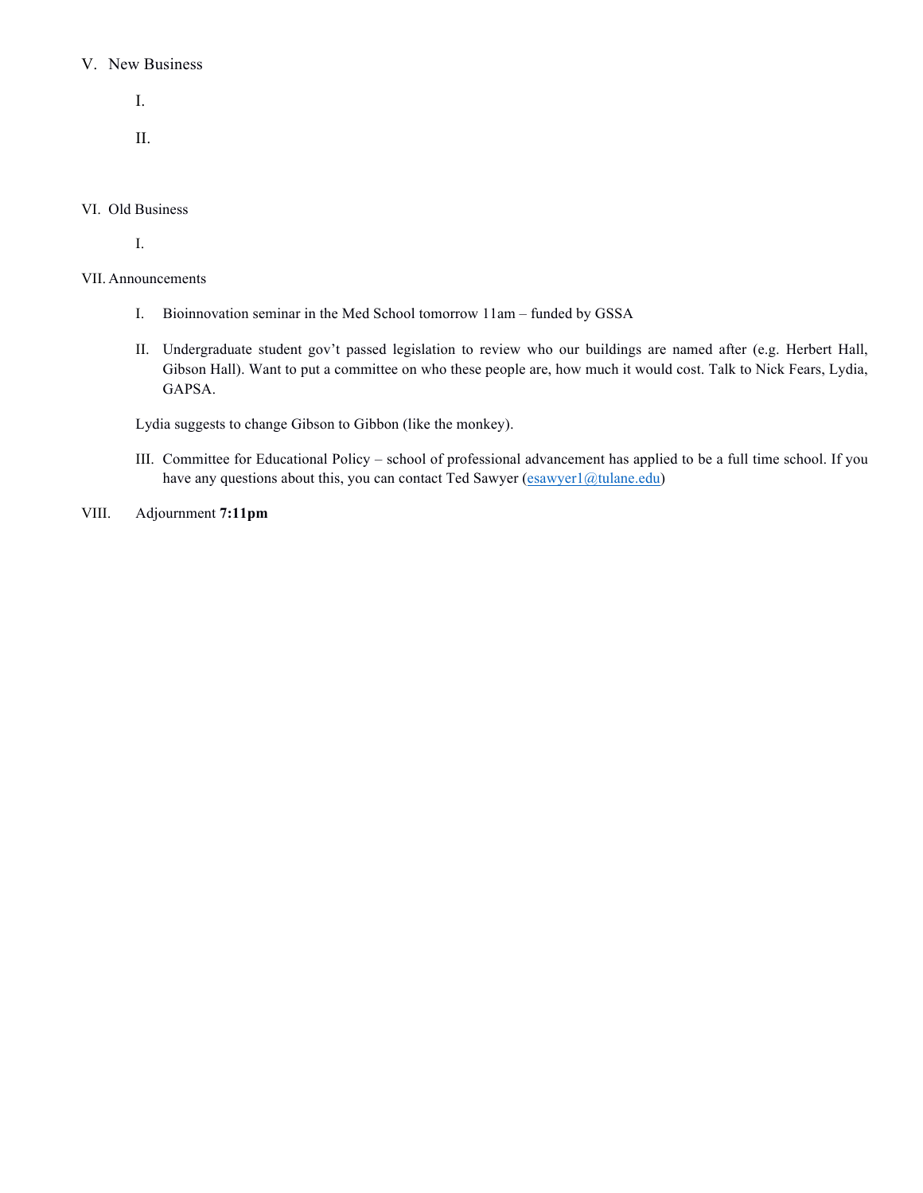V. New Business

  I.

  II.

VI. Old Business

  I.

VII. Announcements

  I. Bioinnovation seminar in the Med School tomorrow 11am – funded by GSSA

  II. Undergraduate student gov't passed legislation to review who our buildings are named after (e.g. Herbert Hall, Gibson Hall). Want to put a committee on who these people are, how much it would cost. Talk to Nick Fears, Lydia, GAPSA.

  Lydia suggests to change Gibson to Gibbon (like the monkey).

  III. Committee for Educational Policy – school of professional advancement has applied to be a full time school. If you have any questions about this, you can contact Ted Sawyer (esawyer1@tulane.edu)

VIII. Adjournment **7:11pm**